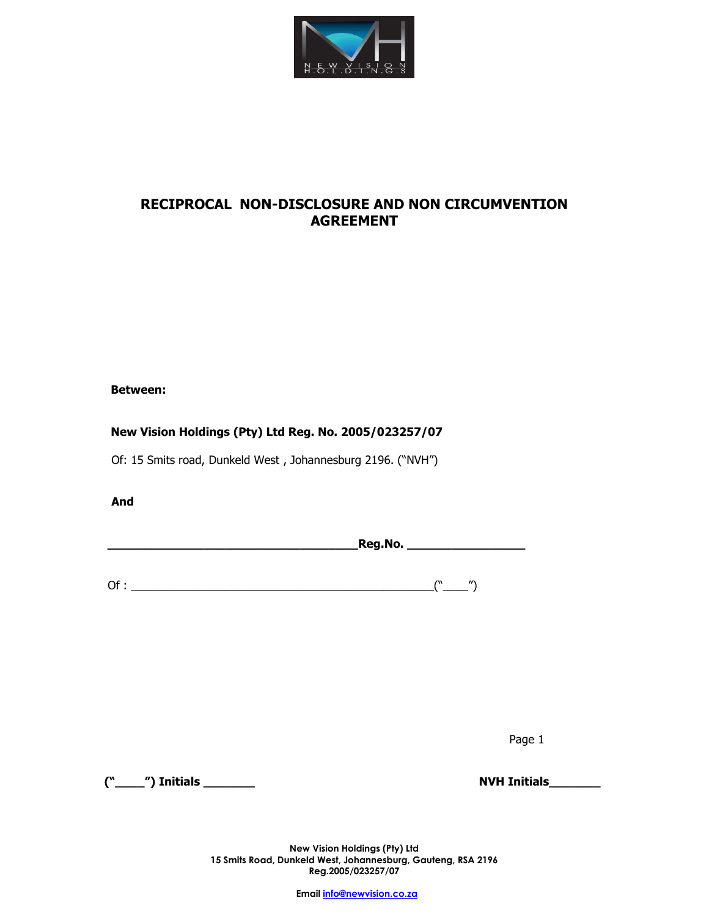# RECIPROCAL NON-DISCLOSURE AND NON CIRCUMVENTION AGREEMENT

**Between:**

**New Vision Holdings (Pty) Ltd Reg. No. 2005/023257/07**

Of: 15 Smits road, Dunkeld West , Johannesburg 2196. ("NVH")

**And**

**___________________________________Reg.No. ________________**

Of : __________________________________________("____")

**("____") Initials _______** **NVH Initials_______**

**New Vision Holdings (Pty) Ltd**
**15 Smits Road, Dunkeld West, Johannesburg, Gauteng, RSA 2196**
**Reg.2005/023257/07**

**Email info@newvision.co.za**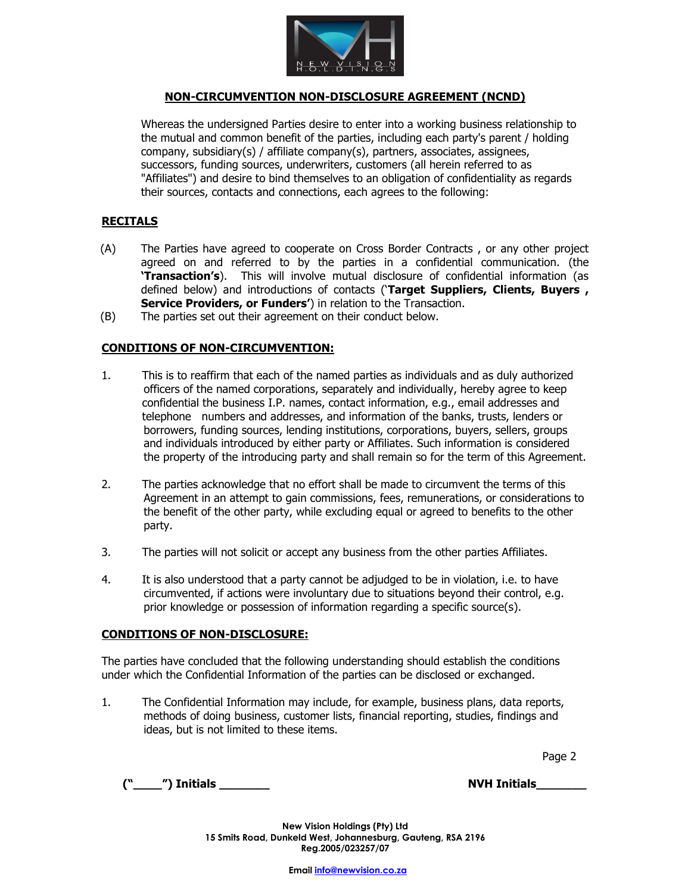## NON-CIRCUMVENTION NON-DISCLOSURE AGREEMENT (NCND)

Whereas the undersigned Parties desire to enter into a working business relationship to the mutual and common benefit of the parties, including each party's parent / holding company, subsidiary(s) / affiliate company(s), partners, associates, assignees, successors, funding sources, underwriters, customers (all herein referred to as "Affiliates") and desire to bind themselves to an obligation of confidentiality as regards their sources, contacts and connections, each agrees to the following:

### RECITALS

(A) The Parties have agreed to cooperate on Cross Border Contracts , or any other project agreed on and referred to by the parties in a confidential communication. (the **'Transaction's**). This will involve mutual disclosure of confidential information (as defined below) and introductions of contacts ('**Target Suppliers, Clients, Buyers , Service Providers, or Funders'**) in relation to the Transaction.

(B) The parties set out their agreement on their conduct below.

### CONDITIONS OF NON-CIRCUMVENTION:

1. This is to reaffirm that each of the named parties as individuals and as duly authorized officers of the named corporations, separately and individually, hereby agree to keep confidential the business I.P. names, contact information, e.g., email addresses and telephone numbers and addresses, and information of the banks, trusts, lenders or borrowers, funding sources, lending institutions, corporations, buyers, sellers, groups and individuals introduced by either party or Affiliates. Such information is considered the property of the introducing party and shall remain so for the term of this Agreement.

2. The parties acknowledge that no effort shall be made to circumvent the terms of this Agreement in an attempt to gain commissions, fees, remunerations, or considerations to the benefit of the other party, while excluding equal or agreed to benefits to the other party.

3. The parties will not solicit or accept any business from the other parties Affiliates.

4. It is also understood that a party cannot be adjudged to be in violation, i.e. to have circumvented, if actions were involuntary due to situations beyond their control, e.g. prior knowledge or possession of information regarding a specific source(s).

### CONDITIONS OF NON-DISCLOSURE:

The parties have concluded that the following understanding should establish the conditions under which the Confidential Information of the parties can be disclosed or exchanged.

1. The Confidential Information may include, for example, business plans, data reports, methods of doing business, customer lists, financial reporting, studies, findings and ideas, but is not limited to these items.

**("____") Initials ________** **NVH Initials________**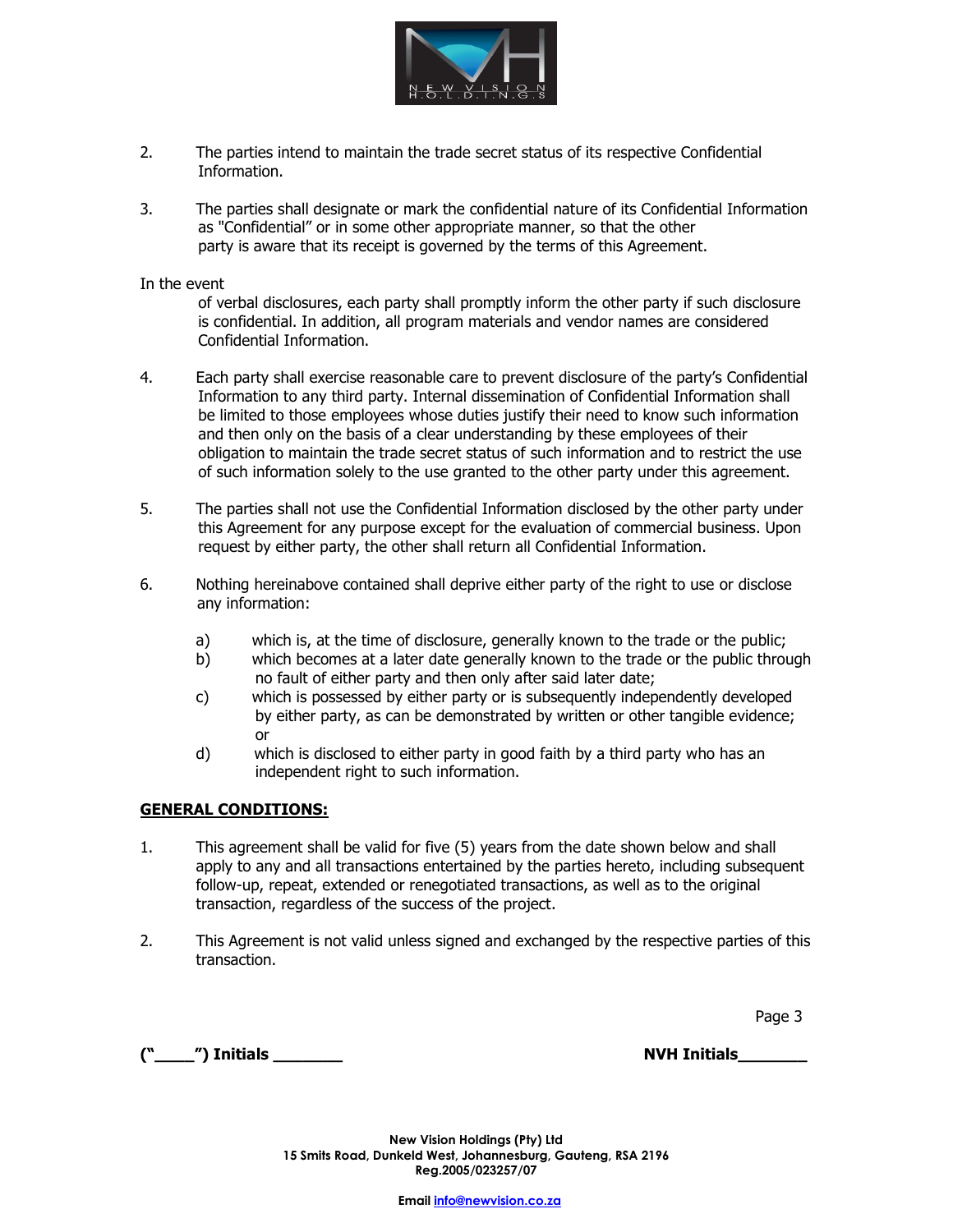2. The parties intend to maintain the trade secret status of its respective Confidential Information.

3. The parties shall designate or mark the confidential nature of its Confidential Information as "Confidential" or in some other appropriate manner, so that the other party is aware that its receipt is governed by the terms of this Agreement.

In the event of verbal disclosures, each party shall promptly inform the other party if such disclosure is confidential. In addition, all program materials and vendor names are considered Confidential Information.

4. Each party shall exercise reasonable care to prevent disclosure of the party's Confidential Information to any third party. Internal dissemination of Confidential Information shall be limited to those employees whose duties justify their need to know such information and then only on the basis of a clear understanding by these employees of their obligation to maintain the trade secret status of such information and to restrict the use of such information solely to the use granted to the other party under this agreement.

5. The parties shall not use the Confidential Information disclosed by the other party under this Agreement for any purpose except for the evaluation of commercial business. Upon request by either party, the other shall return all Confidential Information.

6. Nothing hereinabove contained shall deprive either party of the right to use or disclose any information:

   a) which is, at the time of disclosure, generally known to the trade or the public;
   b) which becomes at a later date generally known to the trade or the public through no fault of either party and then only after said later date;
   c) which is possessed by either party or is subsequently independently developed by either party, as can be demonstrated by written or other tangible evidence; or
   d) which is disclosed to either party in good faith by a third party who has an independent right to such information.

**GENERAL CONDITIONS:**

1. This agreement shall be valid for five (5) years from the date shown below and shall apply to any and all transactions entertained by the parties hereto, including subsequent follow-up, repeat, extended or renegotiated transactions, as well as to the original transaction, regardless of the success of the project.

2. This Agreement is not valid unless signed and exchanged by the respective parties of this transaction.

**("____") Initials _______** **NVH Initials_______**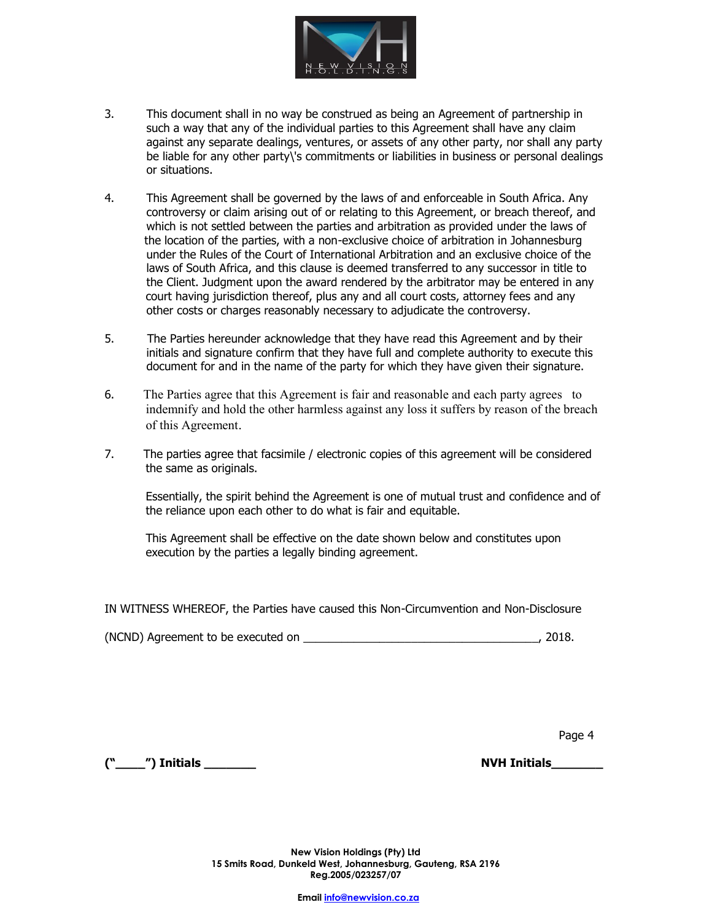3. This document shall in no way be construed as being an Agreement of partnership in such a way that any of the individual parties to this Agreement shall have any claim against any separate dealings, ventures, or assets of any other party, nor shall any party be liable for any other party\'s commitments or liabilities in business or personal dealings or situations.

4. This Agreement shall be governed by the laws of and enforceable in South Africa. Any controversy or claim arising out of or relating to this Agreement, or breach thereof, and which is not settled between the parties and arbitration as provided under the laws of the location of the parties, with a non-exclusive choice of arbitration in Johannesburg under the Rules of the Court of International Arbitration and an exclusive choice of the laws of South Africa, and this clause is deemed transferred to any successor in title to the Client. Judgment upon the award rendered by the arbitrator may be entered in any court having jurisdiction thereof, plus any and all court costs, attorney fees and any other costs or charges reasonably necessary to adjudicate the controversy.

5. The Parties hereunder acknowledge that they have read this Agreement and by their initials and signature confirm that they have full and complete authority to execute this document for and in the name of the party for which they have given their signature.

6. The Parties agree that this Agreement is fair and reasonable and each party agrees to indemnify and hold the other harmless against any loss it suffers by reason of the breach of this Agreement.

7. The parties agree that facsimile / electronic copies of this agreement will be considered the same as originals.

Essentially, the spirit behind the Agreement is one of mutual trust and confidence and of the reliance upon each other to do what is fair and equitable.

This Agreement shall be effective on the date shown below and constitutes upon execution by the parties a legally binding agreement.

IN WITNESS WHEREOF, the Parties have caused this Non-Circumvention and Non-Disclosure

(NCND) Agreement to be executed on ______________________________________, 2018.

**("____") Initials _______** **NVH Initials_______**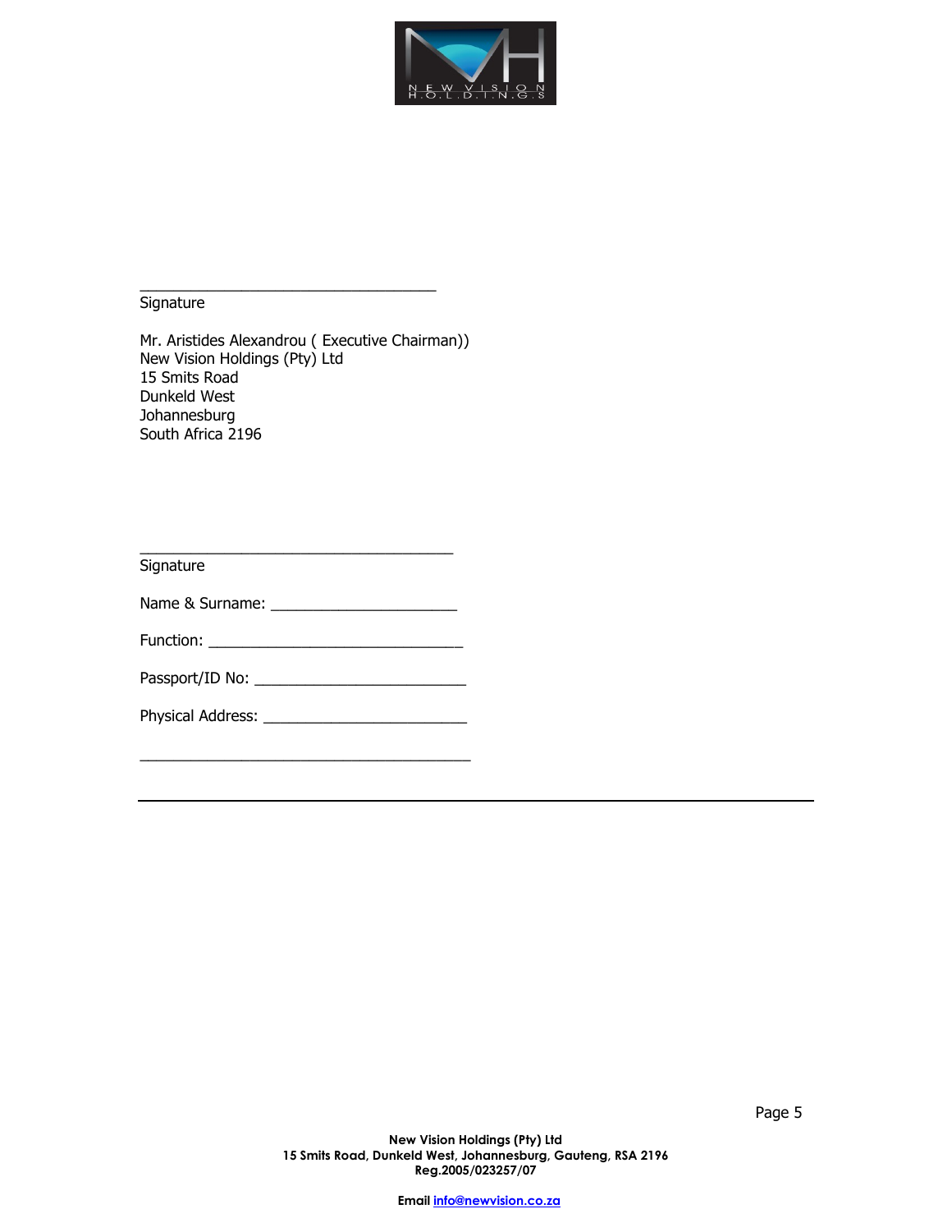_____________________________________

Signature

Mr. Aristides Alexandrou ( Executive Chairman))
New Vision Holdings (Pty) Ltd
15 Smits Road
Dunkeld West
Johannesburg
South Africa 2196

_______________________________________

Signature

Name & Surname: _______________________

Function: ________________________________

Passport/ID No: __________________________

Physical Address: _________________________

__________________________________________

---

**New Vision Holdings (Pty) Ltd**
**15 Smits Road, Dunkeld West, Johannesburg, Gauteng, RSA 2196**
**Reg.2005/023257/07**

**Email** info@newvision.co.za